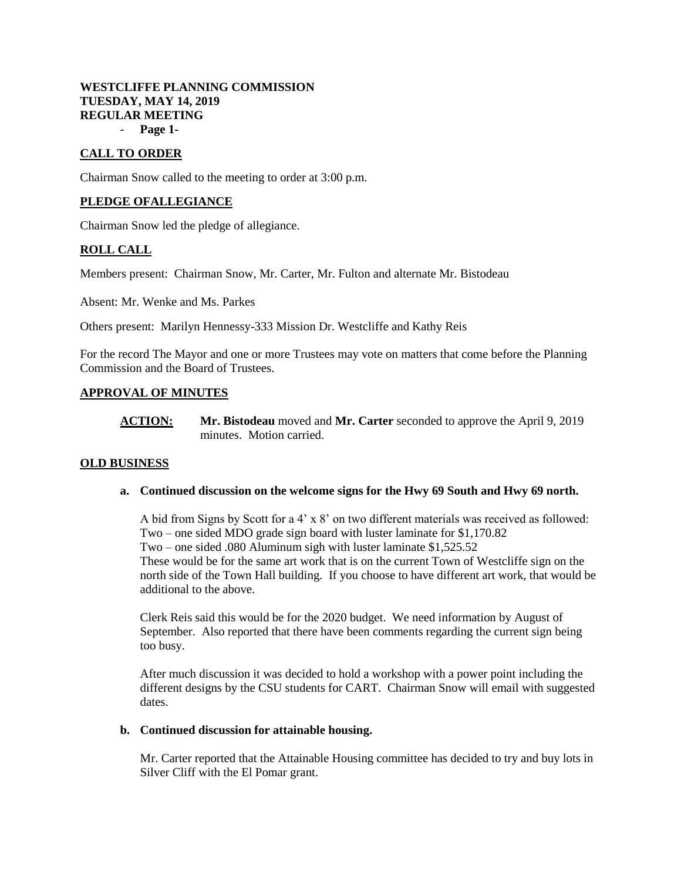**WESTCLIFFE PLANNING COMMISSION**
**TUESDAY, MAY 14, 2019**
**REGULAR MEETING**

## CALL TO ORDER

Chairman Snow called to the meeting to order at 3:00 p.m.

## PLEDGE OFALLEGIANCE

Chairman Snow led the pledge of allegiance.

## ROLL CALL

Members present: Chairman Snow, Mr. Carter, Mr. Fulton and alternate Mr. Bistodeau

Absent: Mr. Wenke and Ms. Parkes

Others present: Marilyn Hennessy-333 Mission Dr. Westcliffe and Kathy Reis

For the record The Mayor and one or more Trustees may vote on matters that come before the Planning Commission and the Board of Trustees.

## APPROVAL OF MINUTES

**ACTION:** **Mr. Bistodeau** moved and **Mr. Carter** seconded to approve the April 9, 2019 minutes. Motion carried.

## OLD BUSINESS

**a. Continued discussion on the welcome signs for the Hwy 69 South and Hwy 69 north.**

A bid from Signs by Scott for a 4' x 8' on two different materials was received as followed:
Two – one sided MDO grade sign board with luster laminate for $1,170.82
Two – one sided .080 Aluminum sigh with luster laminate $1,525.52
These would be for the same art work that is on the current Town of Westcliffe sign on the north side of the Town Hall building. If you choose to have different art work, that would be additional to the above.

Clerk Reis said this would be for the 2020 budget. We need information by August of September. Also reported that there have been comments regarding the current sign being too busy.

After much discussion it was decided to hold a workshop with a power point including the different designs by the CSU students for CART. Chairman Snow will email with suggested dates.

**b. Continued discussion for attainable housing.**

Mr. Carter reported that the Attainable Housing committee has decided to try and buy lots in Silver Cliff with the El Pomar grant.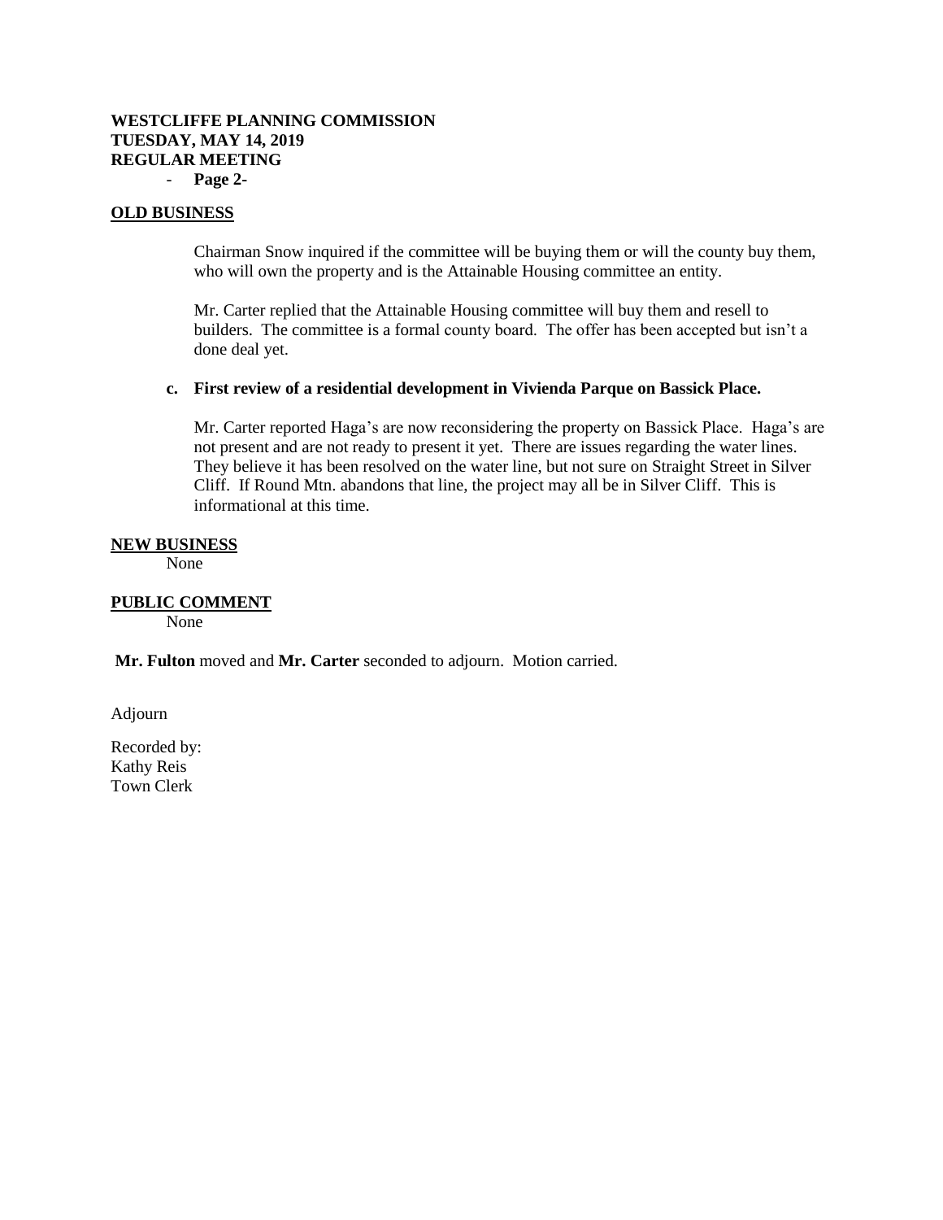**WESTCLIFFE PLANNING COMMISSION**
**TUESDAY, MAY 14, 2019**
**REGULAR MEETING**

## OLD BUSINESS

Chairman Snow inquired if the committee will be buying them or will the county buy them, who will own the property and is the Attainable Housing committee an entity.

Mr. Carter replied that the Attainable Housing committee will buy them and resell to builders. The committee is a formal county board. The offer has been accepted but isn't a done deal yet.

**c. First review of a residential development in Vivienda Parque on Bassick Place.**

Mr. Carter reported Haga's are now reconsidering the property on Bassick Place. Haga's are not present and are not ready to present it yet. There are issues regarding the water lines. They believe it has been resolved on the water line, but not sure on Straight Street in Silver Cliff. If Round Mtn. abandons that line, the project may all be in Silver Cliff. This is informational at this time.

## NEW BUSINESS

None

## PUBLIC COMMENT

None

**Mr. Fulton** moved and **Mr. Carter** seconded to adjourn. Motion carried.

Adjourn

Recorded by:
Kathy Reis
Town Clerk